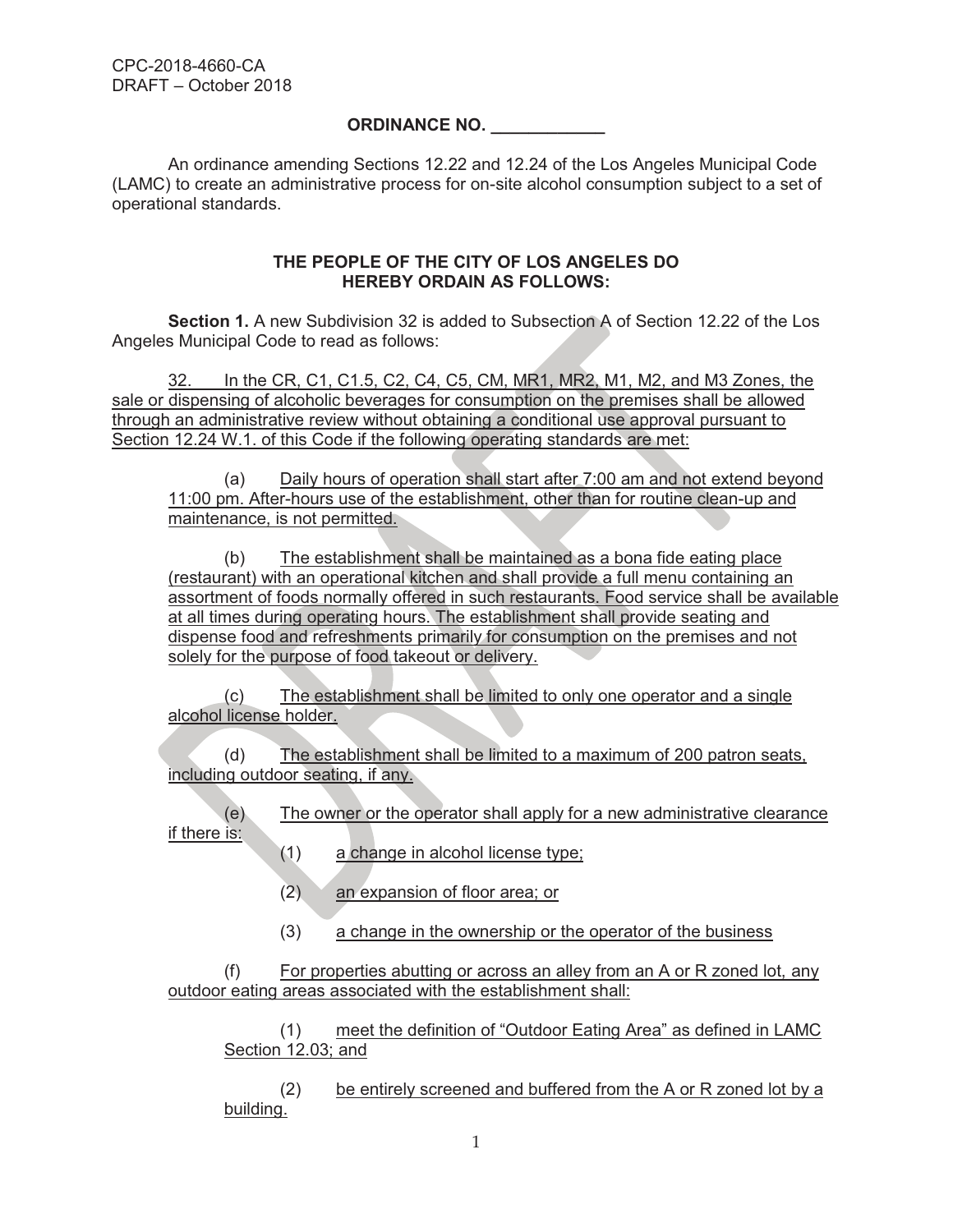CPC-2018-4660-CA
DRAFT – October 2018

**ORDINANCE NO. \_\_\_\_\_\_\_\_\_\_\_\_**

An ordinance amending Sections 12.22 and 12.24 of the Los Angeles Municipal Code (LAMC) to create an administrative process for on-site alcohol consumption subject to a set of operational standards.

**THE PEOPLE OF THE CITY OF LOS ANGELES DO HEREBY ORDAIN AS FOLLOWS:**

**Section 1.** A new Subdivision 32 is added to Subsection A of Section 12.22 of the Los Angeles Municipal Code to read as follows:

32. In the CR, C1, C1.5, C2, C4, C5, CM, MR1, MR2, M1, M2, and M3 Zones, the sale or dispensing of alcoholic beverages for consumption on the premises shall be allowed through an administrative review without obtaining a conditional use approval pursuant to Section 12.24 W.1. of this Code if the following operating standards are met:

(a) Daily hours of operation shall start after 7:00 am and not extend beyond 11:00 pm. After-hours use of the establishment, other than for routine clean-up and maintenance, is not permitted.

(b) The establishment shall be maintained as a bona fide eating place (restaurant) with an operational kitchen and shall provide a full menu containing an assortment of foods normally offered in such restaurants. Food service shall be available at all times during operating hours. The establishment shall provide seating and dispense food and refreshments primarily for consumption on the premises and not solely for the purpose of food takeout or delivery.

(c) The establishment shall be limited to only one operator and a single alcohol license holder.

(d) The establishment shall be limited to a maximum of 200 patron seats, including outdoor seating, if any.

(e) The owner or the operator shall apply for a new administrative clearance if there is:

(1) a change in alcohol license type;

(2) an expansion of floor area; or

(3) a change in the ownership or the operator of the business

(f) For properties abutting or across an alley from an A or R zoned lot, any outdoor eating areas associated with the establishment shall:

(1) meet the definition of "Outdoor Eating Area" as defined in LAMC Section 12.03; and

(2) be entirely screened and buffered from the A or R zoned lot by a building.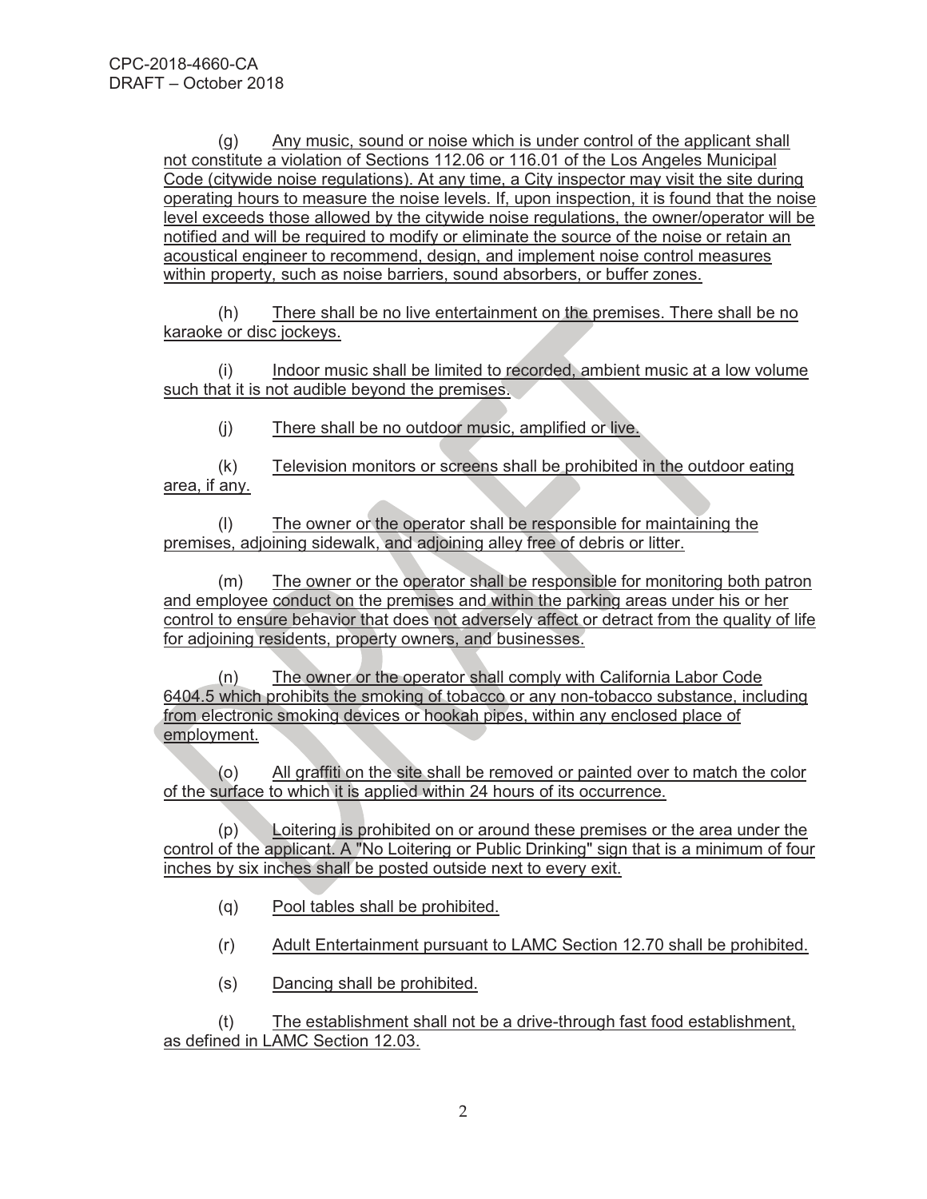(g) Any music, sound or noise which is under control of the applicant shall not constitute a violation of Sections 112.06 or 116.01 of the Los Angeles Municipal Code (citywide noise regulations). At any time, a City inspector may visit the site during operating hours to measure the noise levels. If, upon inspection, it is found that the noise level exceeds those allowed by the citywide noise regulations, the owner/operator will be notified and will be required to modify or eliminate the source of the noise or retain an acoustical engineer to recommend, design, and implement noise control measures within property, such as noise barriers, sound absorbers, or buffer zones.

(h) There shall be no live entertainment on the premises. There shall be no karaoke or disc jockeys.

(i) Indoor music shall be limited to recorded, ambient music at a low volume such that it is not audible beyond the premises.

(j) There shall be no outdoor music, amplified or live.

(k) Television monitors or screens shall be prohibited in the outdoor eating area, if any.

(l) The owner or the operator shall be responsible for maintaining the premises, adjoining sidewalk, and adjoining alley free of debris or litter.

(m) The owner or the operator shall be responsible for monitoring both patron and employee conduct on the premises and within the parking areas under his or her control to ensure behavior that does not adversely affect or detract from the quality of life for adjoining residents, property owners, and businesses.

(n) The owner or the operator shall comply with California Labor Code 6404.5 which prohibits the smoking of tobacco or any non-tobacco substance, including from electronic smoking devices or hookah pipes, within any enclosed place of employment.

(o) All graffiti on the site shall be removed or painted over to match the color of the surface to which it is applied within 24 hours of its occurrence.

(p) Loitering is prohibited on or around these premises or the area under the control of the applicant. A "No Loitering or Public Drinking" sign that is a minimum of four inches by six inches shall be posted outside next to every exit.

(q) Pool tables shall be prohibited.

(r) Adult Entertainment pursuant to LAMC Section 12.70 shall be prohibited.

(s) Dancing shall be prohibited.

(t) The establishment shall not be a drive-through fast food establishment, as defined in LAMC Section 12.03.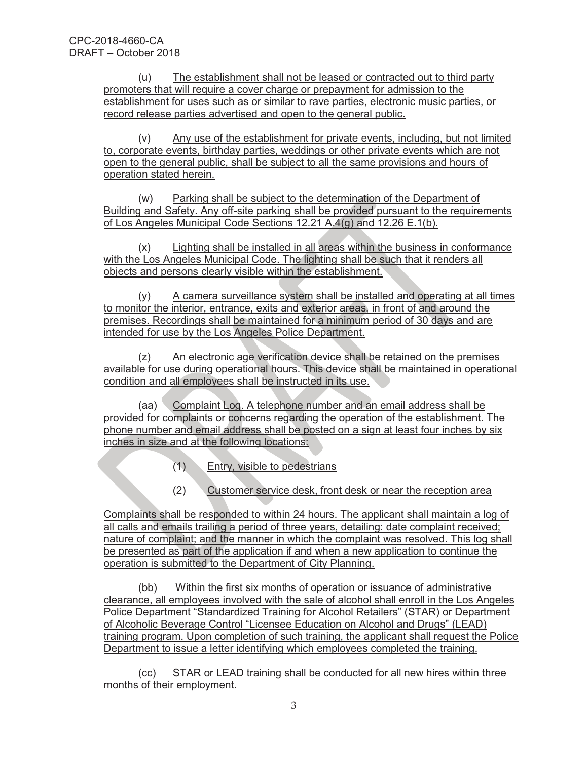(u) The establishment shall not be leased or contracted out to third party promoters that will require a cover charge or prepayment for admission to the establishment for uses such as or similar to rave parties, electronic music parties, or record release parties advertised and open to the general public.

(v) Any use of the establishment for private events, including, but not limited to, corporate events, birthday parties, weddings or other private events which are not open to the general public, shall be subject to all the same provisions and hours of operation stated herein.

(w) Parking shall be subject to the determination of the Department of Building and Safety. Any off-site parking shall be provided pursuant to the requirements of Los Angeles Municipal Code Sections 12.21 A.4(g) and 12.26 E.1(b).

(x) Lighting shall be installed in all areas within the business in conformance with the Los Angeles Municipal Code. The lighting shall be such that it renders all objects and persons clearly visible within the establishment.

(y) A camera surveillance system shall be installed and operating at all times to monitor the interior, entrance, exits and exterior areas, in front of and around the premises. Recordings shall be maintained for a minimum period of 30 days and are intended for use by the Los Angeles Police Department.

(z) An electronic age verification device shall be retained on the premises available for use during operational hours. This device shall be maintained in operational condition and all employees shall be instructed in its use.

(aa) Complaint Log. A telephone number and an email address shall be provided for complaints or concerns regarding the operation of the establishment. The phone number and email address shall be posted on a sign at least four inches by six inches in size and at the following locations:

(1) Entry, visible to pedestrians

(2) Customer service desk, front desk or near the reception area

Complaints shall be responded to within 24 hours. The applicant shall maintain a log of all calls and emails trailing a period of three years, detailing: date complaint received; nature of complaint; and the manner in which the complaint was resolved. This log shall be presented as part of the application if and when a new application to continue the operation is submitted to the Department of City Planning.

(bb) Within the first six months of operation or issuance of administrative clearance, all employees involved with the sale of alcohol shall enroll in the Los Angeles Police Department "Standardized Training for Alcohol Retailers" (STAR) or Department of Alcoholic Beverage Control "Licensee Education on Alcohol and Drugs" (LEAD) training program. Upon completion of such training, the applicant shall request the Police Department to issue a letter identifying which employees completed the training.

(cc) STAR or LEAD training shall be conducted for all new hires within three months of their employment.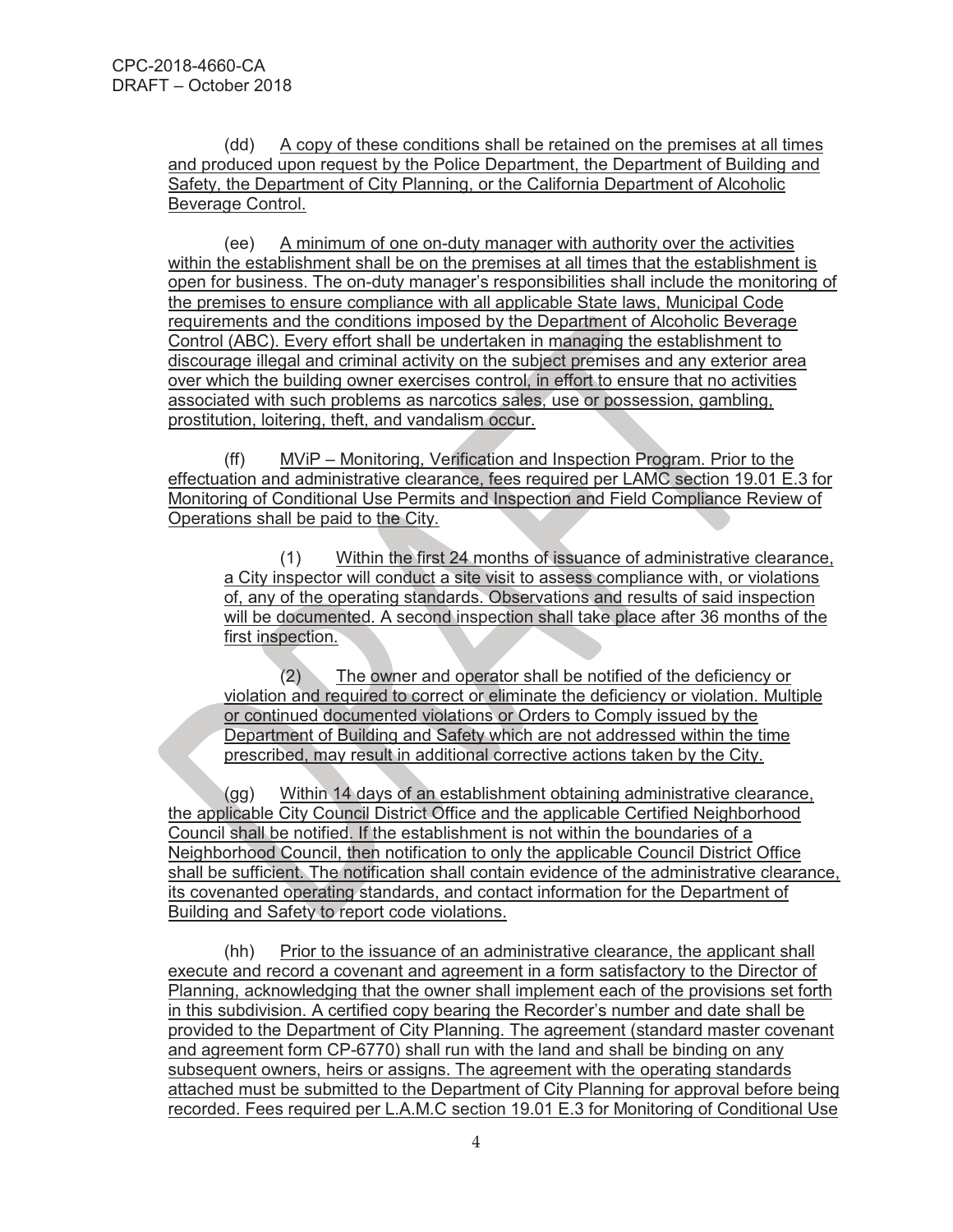(dd) A copy of these conditions shall be retained on the premises at all times and produced upon request by the Police Department, the Department of Building and Safety, the Department of City Planning, or the California Department of Alcoholic Beverage Control.

(ee) A minimum of one on-duty manager with authority over the activities within the establishment shall be on the premises at all times that the establishment is open for business. The on-duty manager's responsibilities shall include the monitoring of the premises to ensure compliance with all applicable State laws, Municipal Code requirements and the conditions imposed by the Department of Alcoholic Beverage Control (ABC). Every effort shall be undertaken in managing the establishment to discourage illegal and criminal activity on the subject premises and any exterior area over which the building owner exercises control, in effort to ensure that no activities associated with such problems as narcotics sales, use or possession, gambling, prostitution, loitering, theft, and vandalism occur.

(ff) MViP – Monitoring, Verification and Inspection Program. Prior to the effectuation and administrative clearance, fees required per LAMC section 19.01 E.3 for Monitoring of Conditional Use Permits and Inspection and Field Compliance Review of Operations shall be paid to the City.

(1) Within the first 24 months of issuance of administrative clearance, a City inspector will conduct a site visit to assess compliance with, or violations of, any of the operating standards. Observations and results of said inspection will be documented. A second inspection shall take place after 36 months of the first inspection.

(2) The owner and operator shall be notified of the deficiency or violation and required to correct or eliminate the deficiency or violation. Multiple or continued documented violations or Orders to Comply issued by the Department of Building and Safety which are not addressed within the time prescribed, may result in additional corrective actions taken by the City.

(gg) Within 14 days of an establishment obtaining administrative clearance, the applicable City Council District Office and the applicable Certified Neighborhood Council shall be notified. If the establishment is not within the boundaries of a Neighborhood Council, then notification to only the applicable Council District Office shall be sufficient. The notification shall contain evidence of the administrative clearance, its covenanted operating standards, and contact information for the Department of Building and Safety to report code violations.

(hh) Prior to the issuance of an administrative clearance, the applicant shall execute and record a covenant and agreement in a form satisfactory to the Director of Planning, acknowledging that the owner shall implement each of the provisions set forth in this subdivision. A certified copy bearing the Recorder's number and date shall be provided to the Department of City Planning. The agreement (standard master covenant and agreement form CP-6770) shall run with the land and shall be binding on any subsequent owners, heirs or assigns. The agreement with the operating standards attached must be submitted to the Department of City Planning for approval before being recorded. Fees required per L.A.M.C section 19.01 E.3 for Monitoring of Conditional Use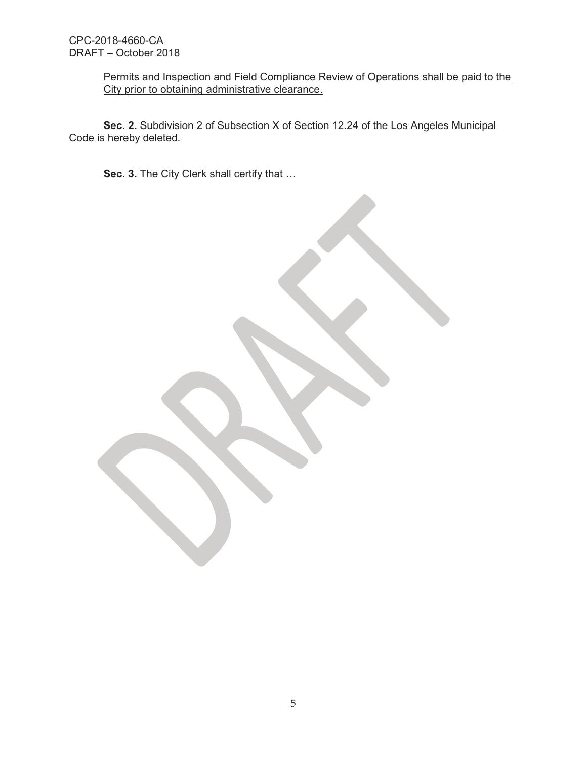<u>Permits and Inspection and Field Compliance Review of Operations shall be paid to the City prior to obtaining administrative clearance.</u>

**Sec. 2.** Subdivision 2 of Subsection X of Section 12.24 of the Los Angeles Municipal Code is hereby deleted.

**Sec. 3.** The City Clerk shall certify that …